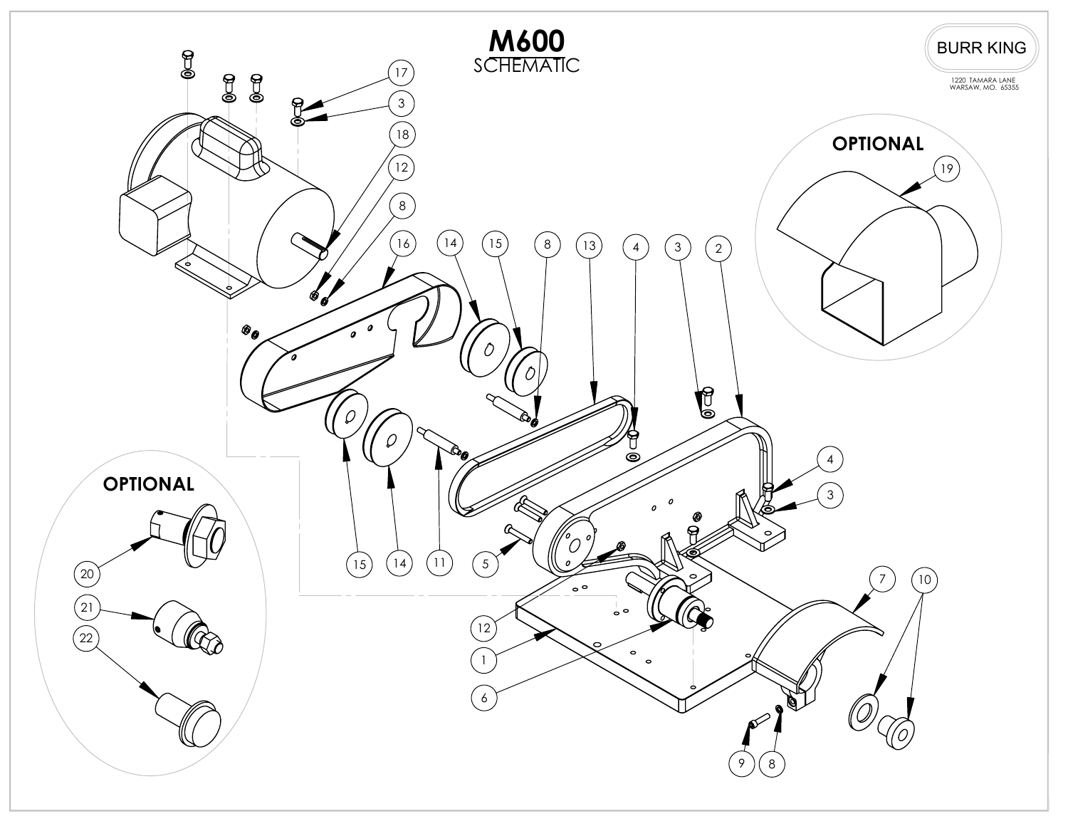# M600

SCHEMATIC

BURR KING

1220 TAMARA LANE
WARSAW, MO. 65355

OPTIONAL

19

OPTIONAL

20

21

22

17 3 18 12 8 16 14 15 8 13 4 3 2 4 3 5 12 1 6 7 10 9 8 15 14 11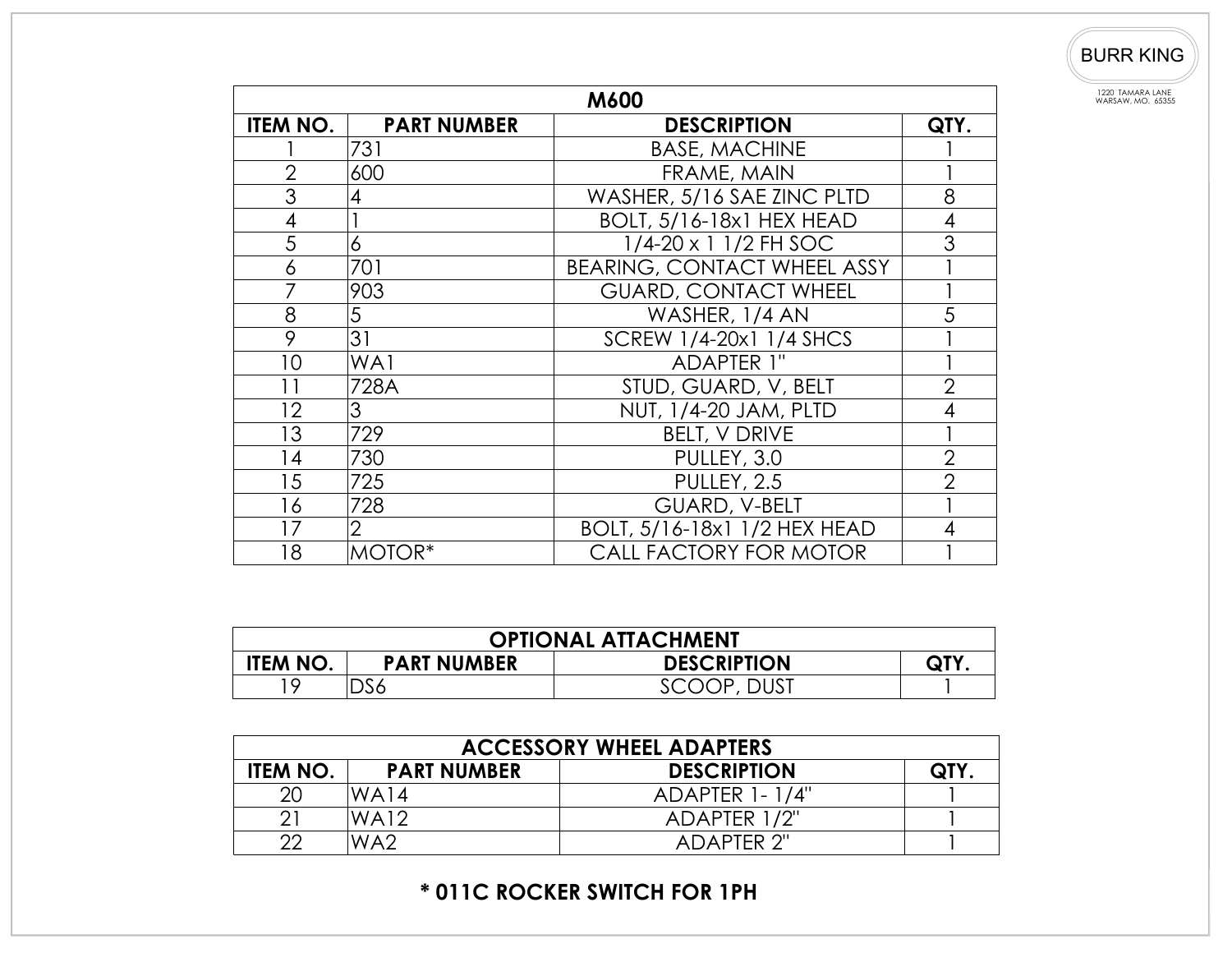BURR KING

1220 TAMARA LANE
WARSAW, MO. 65355

| M600 | | | |
|---|---|---|---|
| ITEM NO. | PART NUMBER | DESCRIPTION | QTY. |
| 1 | 731 | BASE, MACHINE | 1 |
| 2 | 600 | FRAME, MAIN | 1 |
| 3 | 4 | WASHER, 5/16 SAE ZINC PLTD | 8 |
| 4 | 1 | BOLT, 5/16-18x1 HEX HEAD | 4 |
| 5 | 6 | 1/4-20 x 1 1/2 FH SOC | 3 |
| 6 | 701 | BEARING, CONTACT WHEEL ASSY | 1 |
| 7 | 903 | GUARD, CONTACT WHEEL | 1 |
| 8 | 5 | WASHER, 1/4 AN | 5 |
| 9 | 31 | SCREW 1/4-20x1 1/4 SHCS | 1 |
| 10 | WA1 | ADAPTER 1" | 1 |
| 11 | 728A | STUD, GUARD, V, BELT | 2 |
| 12 | 3 | NUT, 1/4-20 JAM, PLTD | 4 |
| 13 | 729 | BELT, V DRIVE | 1 |
| 14 | 730 | PULLEY, 3.0 | 2 |
| 15 | 725 | PULLEY, 2.5 | 2 |
| 16 | 728 | GUARD, V-BELT | 1 |
| 17 | 2 | BOLT, 5/16-18x1 1/2 HEX HEAD | 4 |
| 18 | MOTOR* | CALL FACTORY FOR MOTOR | 1 |

| OPTIONAL ATTACHMENT | | | |
|---|---|---|---|
| ITEM NO. | PART NUMBER | DESCRIPTION | QTY. |
| 19 | DS6 | SCOOP, DUST | 1 |

| ACCESSORY WHEEL ADAPTERS | | | |
|---|---|---|---|
| ITEM NO. | PART NUMBER | DESCRIPTION | QTY. |
| 20 | WA14 | ADAPTER 1- 1/4" | 1 |
| 21 | WA12 | ADAPTER 1/2" | 1 |
| 22 | WA2 | ADAPTER 2" | 1 |

**\* 011C ROCKER SWITCH FOR 1PH**